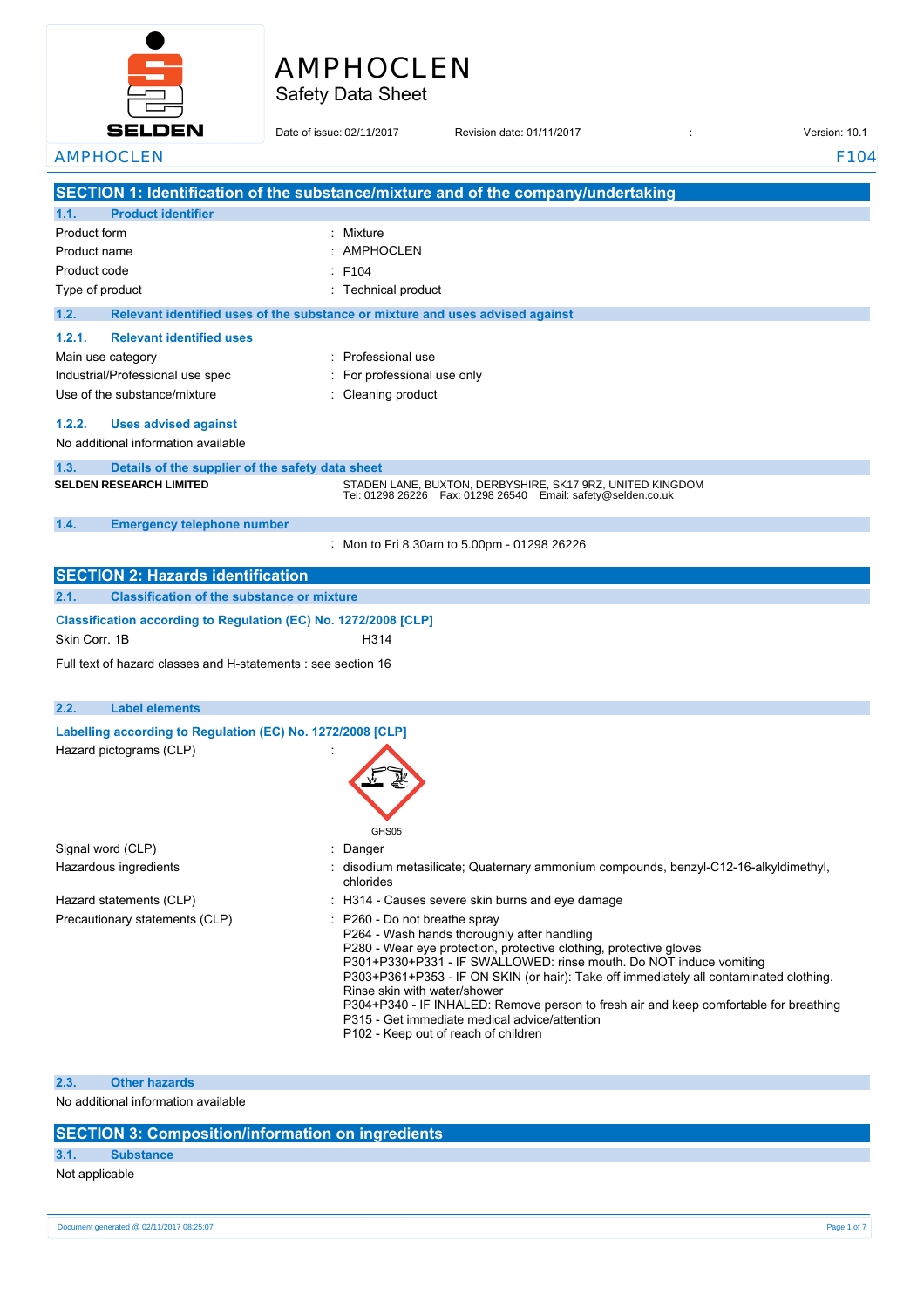# AMPHOCLEN

Safety Data Sheet

Date of issue: 02/11/2017 Revision date: 01/11/2017 : Version: 10.1

## SECTION 1: Identification of the substance/mixture and of the company/undertaking

### 1.1. Product identifier

| | |
|---|---|
| Product form | : Mixture |
| Product name | : AMPHOCLEN |
| Product code | : F104 |
| Type of product | : Technical product |

### 1.2. Relevant identified uses of the substance or mixture and uses advised against

#### 1.2.1. Relevant identified uses

| | |
|---|---|
| Main use category | : Professional use |
| Industrial/Professional use spec | : For professional use only |
| Use of the substance/mixture | : Cleaning product |

#### 1.2.2. Uses advised against

No additional information available

### 1.3. Details of the supplier of the safety data sheet

**SELDEN RESEARCH LIMITED**

STADEN LANE, BUXTON, DERBYSHIRE, SK17 9RZ, UNITED KINGDOM
Tel: 01298 26226 Fax: 01298 26540 Email: safety@selden.co.uk

### 1.4. Emergency telephone number

: Mon to Fri 8.30am to 5.00pm - 01298 26226

## SECTION 2: Hazards identification

### 2.1. Classification of the substance or mixture

**Classification according to Regulation (EC) No. 1272/2008 [CLP]**

Skin Corr. 1B H314

Full text of hazard classes and H-statements : see section 16

### 2.2. Label elements

**Labelling according to Regulation (EC) No. 1272/2008 [CLP]**

Hazard pictograms (CLP) :

GHS05

| | |
|---|---|
| Signal word (CLP) | : Danger |
| Hazardous ingredients | : disodium metasilicate; Quaternary ammonium compounds, benzyl-C12-16-alkyldimethyl, chlorides |
| Hazard statements (CLP) | : H314 - Causes severe skin burns and eye damage |
| Precautionary statements (CLP) | : P260 - Do not breathe spray<br>P264 - Wash hands thoroughly after handling<br>P280 - Wear eye protection, protective clothing, protective gloves<br>P301+P330+P331 - IF SWALLOWED: rinse mouth. Do NOT induce vomiting<br>P303+P361+P353 - IF ON SKIN (or hair): Take off immediately all contaminated clothing. Rinse skin with water/shower<br>P304+P340 - IF INHALED: Remove person to fresh air and keep comfortable for breathing<br>P315 - Get immediate medical advice/attention<br>P102 - Keep out of reach of children |

### 2.3. Other hazards

No additional information available

## SECTION 3: Composition/information on ingredients

### 3.1. Substance

Not applicable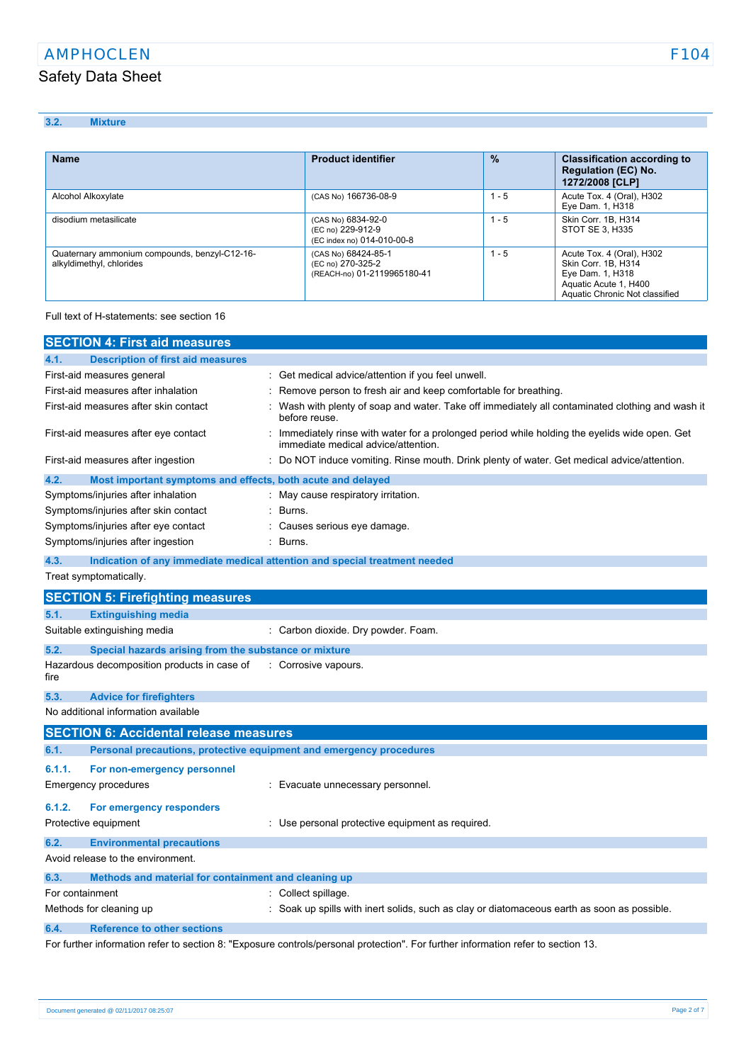### 3.2. Mixture

| Name | Product identifier | % | Classification according to Regulation (EC) No. 1272/2008 [CLP] |
|---|---|---|---|
| Alcohol Alkoxylate | (CAS No) 166736-08-9 | 1 - 5 | Acute Tox. 4 (Oral), H302<br>Eye Dam. 1, H318 |
| disodium metasilicate | (CAS No) 6834-92-0<br>(EC no) 229-912-9<br>(EC index no) 014-010-00-8 | 1 - 5 | Skin Corr. 1B, H314<br>STOT SE 3, H335 |
| Quaternary ammonium compounds, benzyl-C12-16-alkyldimethyl, chlorides | (CAS No) 68424-85-1<br>(EC no) 270-325-2<br>(REACH-no) 01-2119965180-41 | 1 - 5 | Acute Tox. 4 (Oral), H302<br>Skin Corr. 1B, H314<br>Eye Dam. 1, H318<br>Aquatic Acute 1, H400<br>Aquatic Chronic Not classified |

Full text of H-statements: see section 16

## SECTION 4: First aid measures

### 4.1. Description of first aid measures

First-aid measures general : Get medical advice/attention if you feel unwell.

First-aid measures after inhalation : Remove person to fresh air and keep comfortable for breathing.

First-aid measures after skin contact : Wash with plenty of soap and water. Take off immediately all contaminated clothing and wash it before reuse.

First-aid measures after eye contact : Immediately rinse with water for a prolonged period while holding the eyelids wide open. Get immediate medical advice/attention.

First-aid measures after ingestion : Do NOT induce vomiting. Rinse mouth. Drink plenty of water. Get medical advice/attention.

### 4.2. Most important symptoms and effects, both acute and delayed

Symptoms/injuries after inhalation : May cause respiratory irritation.

Symptoms/injuries after skin contact : Burns.

Symptoms/injuries after eye contact : Causes serious eye damage.

Symptoms/injuries after ingestion : Burns.

### 4.3. Indication of any immediate medical attention and special treatment needed

Treat symptomatically.

## SECTION 5: Firefighting measures

### 5.1. Extinguishing media

Suitable extinguishing media : Carbon dioxide. Dry powder. Foam.

### 5.2. Special hazards arising from the substance or mixture

Hazardous decomposition products in case of fire : Corrosive vapours.

### 5.3. Advice for firefighters

No additional information available

## SECTION 6: Accidental release measures

### 6.1. Personal precautions, protective equipment and emergency procedures

#### 6.1.1. For non-emergency personnel

Emergency procedures : Evacuate unnecessary personnel.

#### 6.1.2. For emergency responders

Protective equipment : Use personal protective equipment as required.

### 6.2. Environmental precautions

Avoid release to the environment.

### 6.3. Methods and material for containment and cleaning up

For containment : Collect spillage.

Methods for cleaning up : Soak up spills with inert solids, such as clay or diatomaceous earth as soon as possible.

### 6.4. Reference to other sections

For further information refer to section 8: "Exposure controls/personal protection". For further information refer to section 13.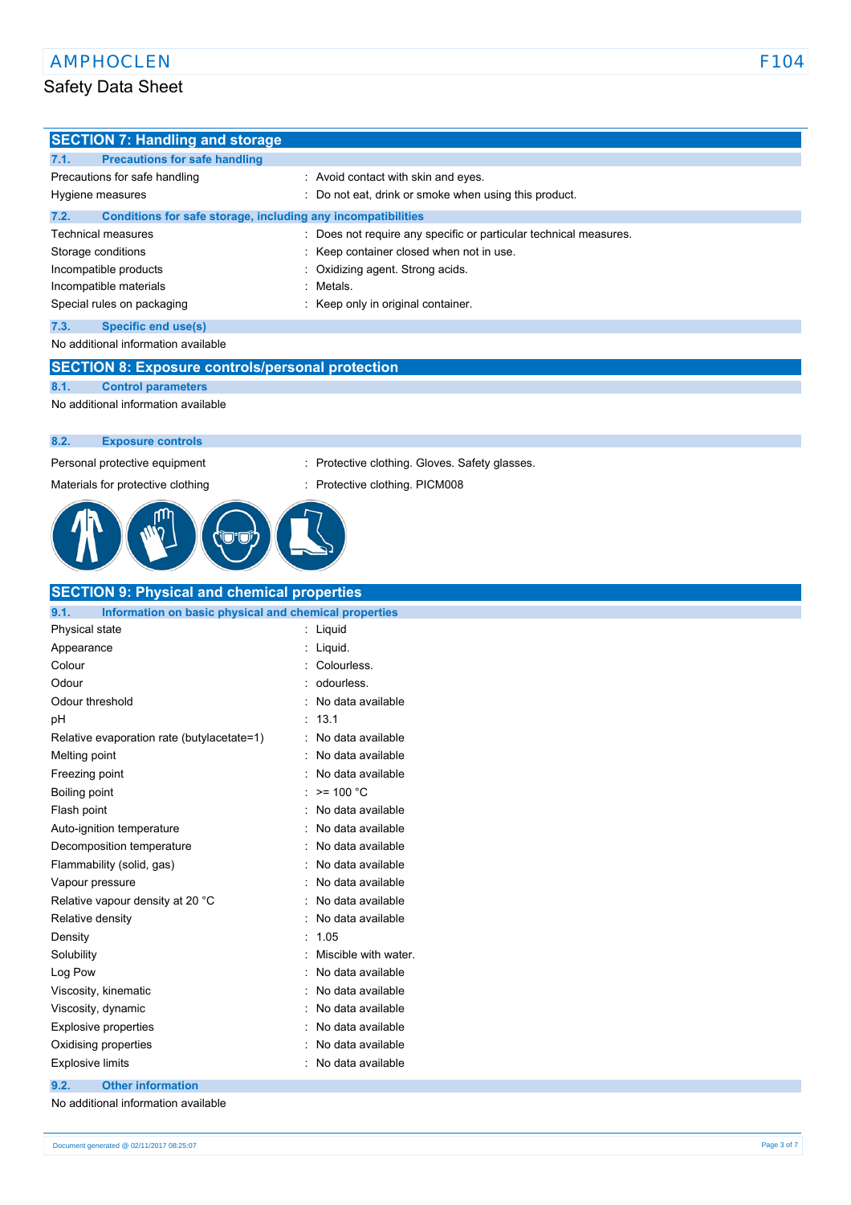## SECTION 7: Handling and storage

### 7.1. Precautions for safe handling

| | |
|---|---|
| Precautions for safe handling | : Avoid contact with skin and eyes. |
| Hygiene measures | : Do not eat, drink or smoke when using this product. |

### 7.2. Conditions for safe storage, including any incompatibilities

| | |
|---|---|
| Technical measures | : Does not require any specific or particular technical measures. |
| Storage conditions | : Keep container closed when not in use. |
| Incompatible products | : Oxidizing agent. Strong acids. |
| Incompatible materials | : Metals. |
| Special rules on packaging | : Keep only in original container. |

### 7.3. Specific end use(s)

No additional information available

## SECTION 8: Exposure controls/personal protection

### 8.1. Control parameters

No additional information available

### 8.2. Exposure controls

| | |
|---|---|
| Personal protective equipment | : Protective clothing. Gloves. Safety glasses. |
| Materials for protective clothing | : Protective clothing. PICM008 |

## SECTION 9: Physical and chemical properties

### 9.1. Information on basic physical and chemical properties

| | |
|---|---|
| Physical state | : Liquid |
| Appearance | : Liquid. |
| Colour | : Colourless. |
| Odour | : odourless. |
| Odour threshold | : No data available |
| pH | : 13.1 |
| Relative evaporation rate (butylacetate=1) | : No data available |
| Melting point | : No data available |
| Freezing point | : No data available |
| Boiling point | : >= 100 °C |
| Flash point | : No data available |
| Auto-ignition temperature | : No data available |
| Decomposition temperature | : No data available |
| Flammability (solid, gas) | : No data available |
| Vapour pressure | : No data available |
| Relative vapour density at 20 °C | : No data available |
| Relative density | : No data available |
| Density | : 1.05 |
| Solubility | : Miscible with water. |
| Log Pow | : No data available |
| Viscosity, kinematic | : No data available |
| Viscosity, dynamic | : No data available |
| Explosive properties | : No data available |
| Oxidising properties | : No data available |
| Explosive limits | : No data available |

### 9.2. Other information

No additional information available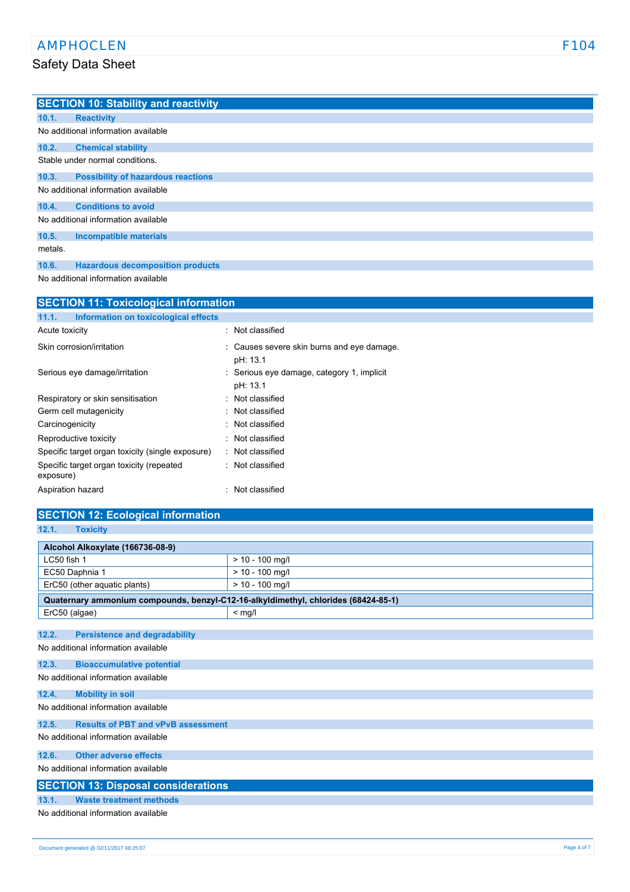## SECTION 10: Stability and reactivity

### 10.1. Reactivity

No additional information available

### 10.2. Chemical stability

Stable under normal conditions.

### 10.3. Possibility of hazardous reactions

No additional information available

### 10.4. Conditions to avoid

No additional information available

### 10.5. Incompatible materials

metals.

### 10.6. Hazardous decomposition products

No additional information available

## SECTION 11: Toxicological information

### 11.1. Information on toxicological effects

| | |
|---|---|
| Acute toxicity | : Not classified |
| Skin corrosion/irritation | : Causes severe skin burns and eye damage.<br>pH: 13.1 |
| Serious eye damage/irritation | : Serious eye damage, category 1, implicit<br>pH: 13.1 |
| Respiratory or skin sensitisation | : Not classified |
| Germ cell mutagenicity | : Not classified |
| Carcinogenicity | : Not classified |
| Reproductive toxicity | : Not classified |
| Specific target organ toxicity (single exposure) | : Not classified |
| Specific target organ toxicity (repeated exposure) | : Not classified |
| Aspiration hazard | : Not classified |

## SECTION 12: Ecological information

### 12.1. Toxicity

| Alcohol Alkoxylate (166736-08-9) | |
|---|---|
| LC50 fish 1 | > 10 - 100 mg/l |
| EC50 Daphnia 1 | > 10 - 100 mg/l |
| ErC50 (other aquatic plants) | > 10 - 100 mg/l |

| Quaternary ammonium compounds, benzyl-C12-16-alkyldimethyl, chlorides (68424-85-1) | |
|---|---|
| ErC50 (algae) | < mg/l |

### 12.2. Persistence and degradability

No additional information available

### 12.3. Bioaccumulative potential

No additional information available

### 12.4. Mobility in soil

No additional information available

### 12.5. Results of PBT and vPvB assessment

No additional information available

### 12.6. Other adverse effects

No additional information available

## SECTION 13: Disposal considerations

### 13.1. Waste treatment methods

No additional information available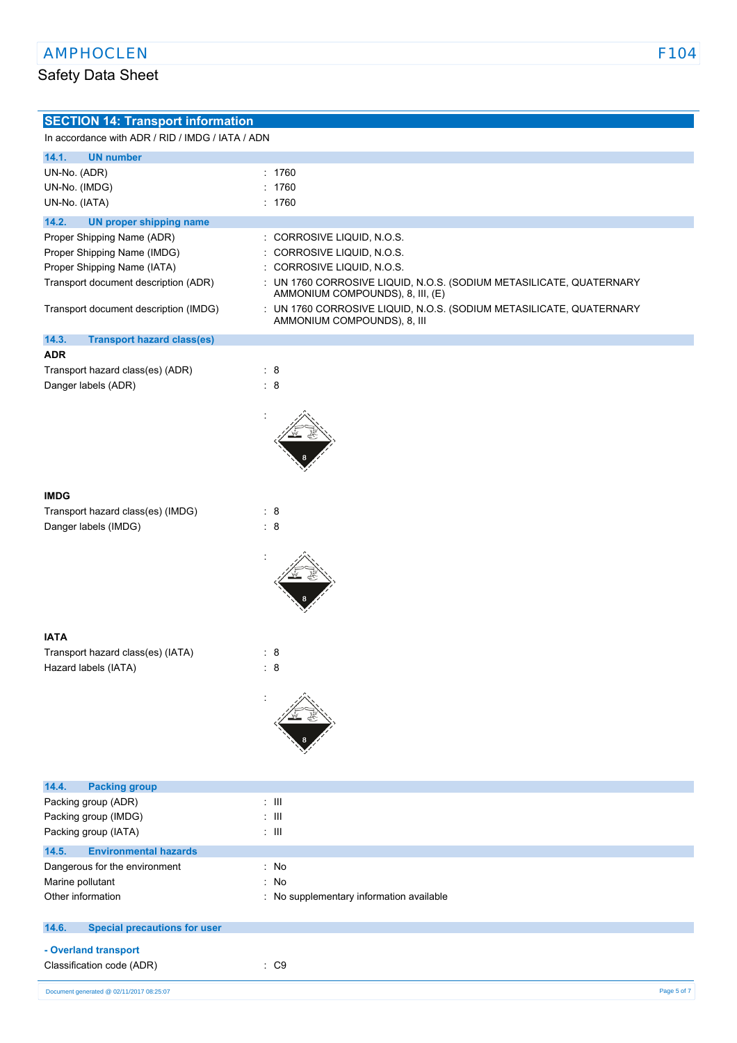## SECTION 14: Transport information

In accordance with ADR / RID / IMDG / IATA / ADN

### 14.1. UN number

| | |
|---|---|
| UN-No. (ADR) | : 1760 |
| UN-No. (IMDG) | : 1760 |
| UN-No. (IATA) | : 1760 |

### 14.2. UN proper shipping name

| | |
|---|---|
| Proper Shipping Name (ADR) | : CORROSIVE LIQUID, N.O.S. |
| Proper Shipping Name (IMDG) | : CORROSIVE LIQUID, N.O.S. |
| Proper Shipping Name (IATA) | : CORROSIVE LIQUID, N.O.S. |
| Transport document description (ADR) | : UN 1760 CORROSIVE LIQUID, N.O.S. (SODIUM METASILICATE, QUATERNARY AMMONIUM COMPOUNDS), 8, III, (E) |
| Transport document description (IMDG) | : UN 1760 CORROSIVE LIQUID, N.O.S. (SODIUM METASILICATE, QUATERNARY AMMONIUM COMPOUNDS), 8, III |

### 14.3. Transport hazard class(es)

**ADR**

| | |
|---|---|
| Transport hazard class(es) (ADR) | : 8 |
| Danger labels (ADR) | : 8 |

**IMDG**

| | |
|---|---|
| Transport hazard class(es) (IMDG) | : 8 |
| Danger labels (IMDG) | : 8 |

**IATA**

| | |
|---|---|
| Transport hazard class(es) (IATA) | : 8 |
| Hazard labels (IATA) | : 8 |

### 14.4. Packing group

| | |
|---|---|
| Packing group (ADR) | : III |
| Packing group (IMDG) | : III |
| Packing group (IATA) | : III |

### 14.5. Environmental hazards

| | |
|---|---|
| Dangerous for the environment | : No |
| Marine pollutant | : No |
| Other information | : No supplementary information available |

### 14.6. Special precautions for user

**- Overland transport**

| | |
|---|---|
| Classification code (ADR) | : C9 |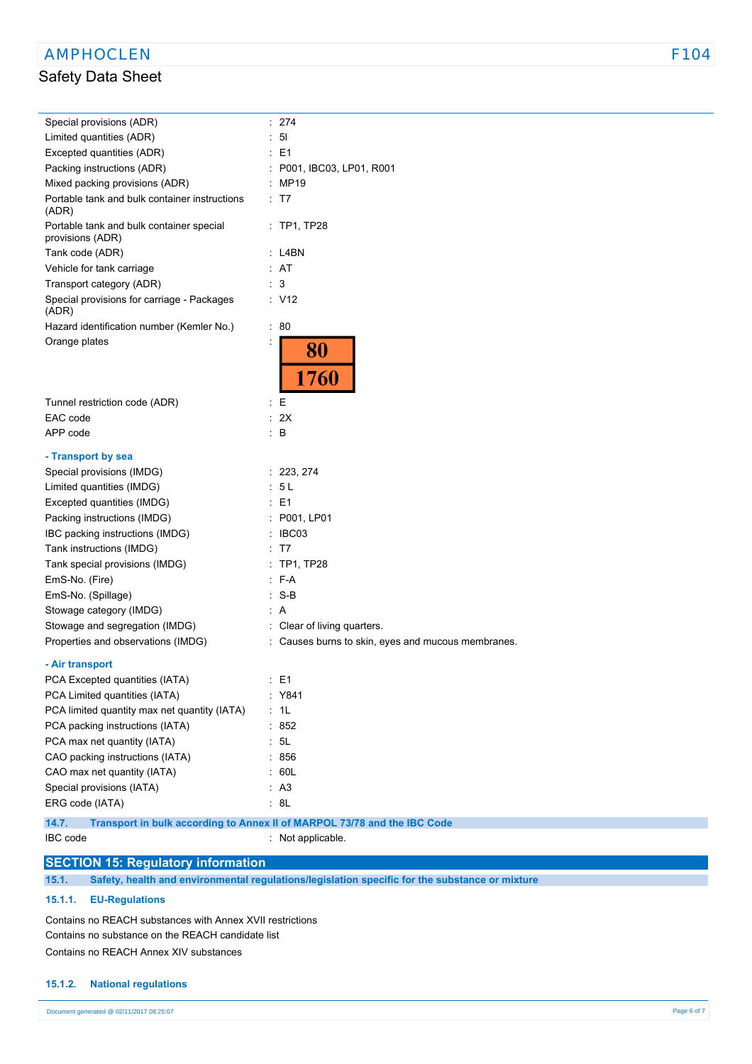| | | |
|---|---|---|
| Special provisions (ADR) | : | 274 |
| Limited quantities (ADR) | : | 5l |
| Excepted quantities (ADR) | : | E1 |
| Packing instructions (ADR) | : | P001, IBC03, LP01, R001 |
| Mixed packing provisions (ADR) | : | MP19 |
| Portable tank and bulk container instructions (ADR) | : | T7 |
| Portable tank and bulk container special provisions (ADR) | : | TP1, TP28 |
| Tank code (ADR) | : | L4BN |
| Vehicle for tank carriage | : | AT |
| Transport category (ADR) | : | 3 |
| Special provisions for carriage - Packages (ADR) | : | V12 |
| Hazard identification number (Kemler No.) | : | 80 |
| Orange plates | : | 80 / 1760 |
| Tunnel restriction code (ADR) | : | E |
| EAC code | : | 2X |
| APP code | : | B |

**- Transport by sea**

| | | |
|---|---|---|
| Special provisions (IMDG) | : | 223, 274 |
| Limited quantities (IMDG) | : | 5 L |
| Excepted quantities (IMDG) | : | E1 |
| Packing instructions (IMDG) | : | P001, LP01 |
| IBC packing instructions (IMDG) | : | IBC03 |
| Tank instructions (IMDG) | : | T7 |
| Tank special provisions (IMDG) | : | TP1, TP28 |
| EmS-No. (Fire) | : | F-A |
| EmS-No. (Spillage) | : | S-B |
| Stowage category (IMDG) | : | A |
| Stowage and segregation (IMDG) | : | Clear of living quarters. |
| Properties and observations (IMDG) | : | Causes burns to skin, eyes and mucous membranes. |

**- Air transport**

| | | |
|---|---|---|
| PCA Excepted quantities (IATA) | : | E1 |
| PCA Limited quantities (IATA) | : | Y841 |
| PCA limited quantity max net quantity (IATA) | : | 1L |
| PCA packing instructions (IATA) | : | 852 |
| PCA max net quantity (IATA) | : | 5L |
| CAO packing instructions (IATA) | : | 856 |
| CAO max net quantity (IATA) | : | 60L |
| Special provisions (IATA) | : | A3 |
| ERG code (IATA) | : | 8L |

### 14.7. Transport in bulk according to Annex II of MARPOL 73/78 and the IBC Code

IBC code : Not applicable.

## SECTION 15: Regulatory information

### 15.1. Safety, health and environmental regulations/legislation specific for the substance or mixture

#### 15.1.1. EU-Regulations

Contains no REACH substances with Annex XVII restrictions

Contains no substance on the REACH candidate list

Contains no REACH Annex XIV substances

#### 15.1.2. National regulations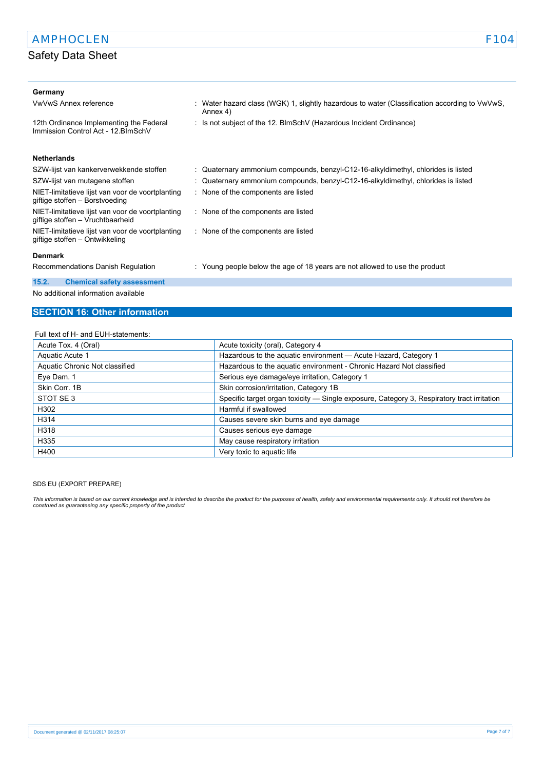**Germany**

VwVwS Annex reference : Water hazard class (WGK) 1, slightly hazardous to water (Classification according to VwVwS, Annex 4)

12th Ordinance Implementing the Federal Immission Control Act - 12.BImSchV : Is not subject of the 12. BlmSchV (Hazardous Incident Ordinance)

**Netherlands**

SZW-lijst van kankerverwekkende stoffen : Quaternary ammonium compounds, benzyl-C12-16-alkyldimethyl, chlorides is listed

SZW-lijst van mutagene stoffen : Quaternary ammonium compounds, benzyl-C12-16-alkyldimethyl, chlorides is listed

NIET-limitatieve lijst van voor de voortplanting giftige stoffen – Borstvoeding : None of the components are listed

NIET-limitatieve lijst van voor de voortplanting giftige stoffen – Vruchtbaarheid : None of the components are listed

NIET-limitatieve lijst van voor de voortplanting giftige stoffen – Ontwikkeling : None of the components are listed

**Denmark**

Recommendations Danish Regulation : Young people below the age of 18 years are not allowed to use the product

### 15.2. Chemical safety assessment

No additional information available

## SECTION 16: Other information

Full text of H- and EUH-statements:

| | |
|---|---|
| Acute Tox. 4 (Oral) | Acute toxicity (oral), Category 4 |
| Aquatic Acute 1 | Hazardous to the aquatic environment — Acute Hazard, Category 1 |
| Aquatic Chronic Not classified | Hazardous to the aquatic environment - Chronic Hazard Not classified |
| Eye Dam. 1 | Serious eye damage/eye irritation, Category 1 |
| Skin Corr. 1B | Skin corrosion/irritation, Category 1B |
| STOT SE 3 | Specific target organ toxicity — Single exposure, Category 3, Respiratory tract irritation |
| H302 | Harmful if swallowed |
| H314 | Causes severe skin burns and eye damage |
| H318 | Causes serious eye damage |
| H335 | May cause respiratory irritation |
| H400 | Very toxic to aquatic life |

SDS EU (EXPORT PREPARE)

*This information is based on our current knowledge and is intended to describe the product for the purposes of health, safety and environmental requirements only. It should not therefore be construed as guaranteeing any specific property of the product*